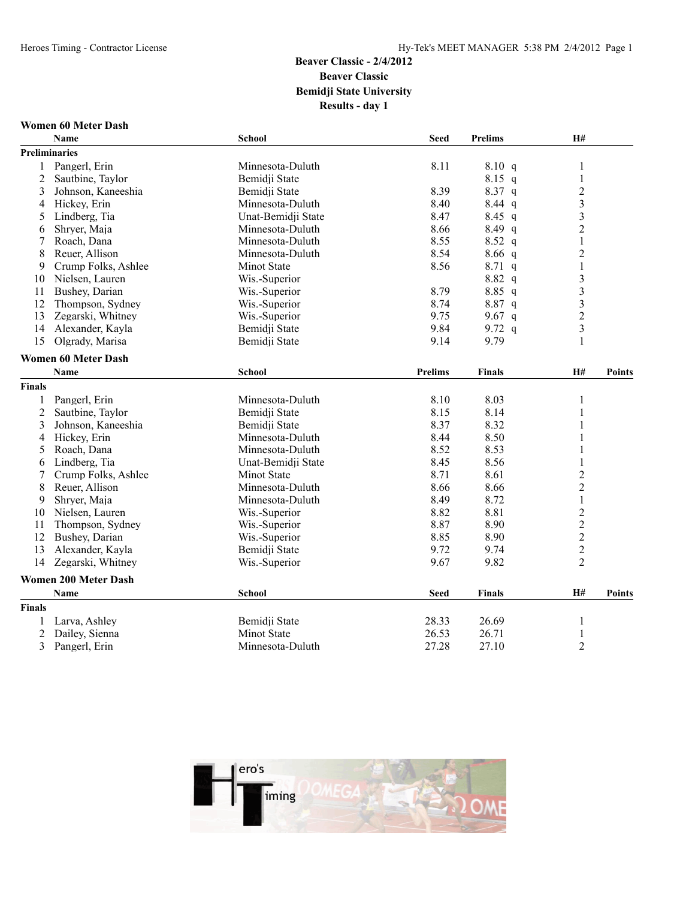# Beaver Classic - 2/4/2012
## Beaver Classic
## Bemidji State University
## Results - day 1

### Women 60 Meter Dash

| | Name | School | Seed | Prelims | | H# |
|---|---|---|---|---|---|---|
| **Preliminaries** | | | | | | |
| 1 | Pangerl, Erin | Minnesota-Duluth | 8.11 | 8.10 | q | 1 |
| 2 | Sautbine, Taylor | Bemidji State | | 8.15 | q | 1 |
| 3 | Johnson, Kaneeshia | Bemidji State | 8.39 | 8.37 | q | 2 |
| 4 | Hickey, Erin | Minnesota-Duluth | 8.40 | 8.44 | q | 3 |
| 5 | Lindberg, Tia | Unat-Bemidji State | 8.47 | 8.45 | q | 3 |
| 6 | Shryer, Maja | Minnesota-Duluth | 8.66 | 8.49 | q | 2 |
| 7 | Roach, Dana | Minnesota-Duluth | 8.55 | 8.52 | q | 1 |
| 8 | Reuer, Allison | Minnesota-Duluth | 8.54 | 8.66 | q | 2 |
| 9 | Crump Folks, Ashlee | Minot State | 8.56 | 8.71 | q | 1 |
| 10 | Nielsen, Lauren | Wis.-Superior | | 8.82 | q | 3 |
| 11 | Bushey, Darian | Wis.-Superior | 8.79 | 8.85 | q | 3 |
| 12 | Thompson, Sydney | Wis.-Superior | 8.74 | 8.87 | q | 3 |
| 13 | Zegarski, Whitney | Wis.-Superior | 9.75 | 9.67 | q | 2 |
| 14 | Alexander, Kayla | Bemidji State | 9.84 | 9.72 | q | 3 |
| 15 | Olgrady, Marisa | Bemidji State | 9.14 | 9.79 | | 1 |

### Women 60 Meter Dash

| | Name | School | Prelims | Finals | H# | Points |
|---|---|---|---|---|---|---|
| **Finals** | | | | | | |
| 1 | Pangerl, Erin | Minnesota-Duluth | 8.10 | 8.03 | 1 | |
| 2 | Sautbine, Taylor | Bemidji State | 8.15 | 8.14 | 1 | |
| 3 | Johnson, Kaneeshia | Bemidji State | 8.37 | 8.32 | 1 | |
| 4 | Hickey, Erin | Minnesota-Duluth | 8.44 | 8.50 | 1 | |
| 5 | Roach, Dana | Minnesota-Duluth | 8.52 | 8.53 | 1 | |
| 6 | Lindberg, Tia | Unat-Bemidji State | 8.45 | 8.56 | 1 | |
| 7 | Crump Folks, Ashlee | Minot State | 8.71 | 8.61 | 2 | |
| 8 | Reuer, Allison | Minnesota-Duluth | 8.66 | 8.66 | 2 | |
| 9 | Shryer, Maja | Minnesota-Duluth | 8.49 | 8.72 | 1 | |
| 10 | Nielsen, Lauren | Wis.-Superior | 8.82 | 8.81 | 2 | |
| 11 | Thompson, Sydney | Wis.-Superior | 8.87 | 8.90 | 2 | |
| 12 | Bushey, Darian | Wis.-Superior | 8.85 | 8.90 | 2 | |
| 13 | Alexander, Kayla | Bemidji State | 9.72 | 9.74 | 2 | |
| 14 | Zegarski, Whitney | Wis.-Superior | 9.67 | 9.82 | 2 | |

### Women 200 Meter Dash

| | Name | School | Seed | Finals | H# | Points |
|---|---|---|---|---|---|---|
| **Finals** | | | | | | |
| 1 | Larva, Ashley | Bemidji State | 28.33 | 26.69 | 1 | |
| 2 | Dailey, Sienna | Minot State | 26.53 | 26.71 | 1 | |
| 3 | Pangerl, Erin | Minnesota-Duluth | 27.28 | 27.10 | 2 | |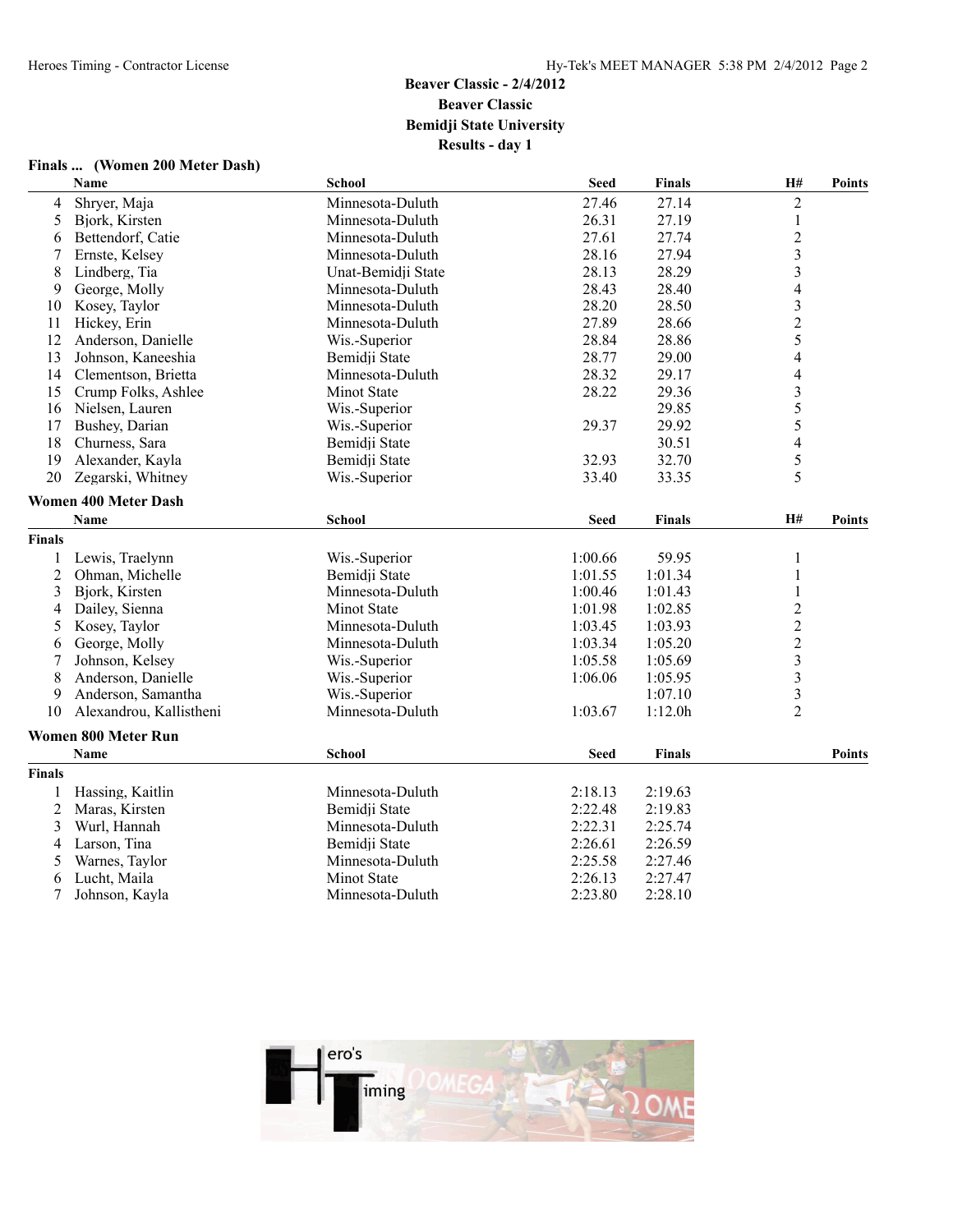# Beaver Classic - 2/4/2012

## Beaver Classic

## Bemidji State University

## Results - day 1

### Finals ... (Women 200 Meter Dash)

| | Name | School | Seed | Finals | H# | Points |
|---|---|---|---|---|---|---|
| 4 | Shryer, Maja | Minnesota-Duluth | 27.46 | 27.14 | 2 | |
| 5 | Bjork, Kirsten | Minnesota-Duluth | 26.31 | 27.19 | 1 | |
| 6 | Bettendorf, Catie | Minnesota-Duluth | 27.61 | 27.74 | 2 | |
| 7 | Ernste, Kelsey | Minnesota-Duluth | 28.16 | 27.94 | 3 | |
| 8 | Lindberg, Tia | Unat-Bemidji State | 28.13 | 28.29 | 3 | |
| 9 | George, Molly | Minnesota-Duluth | 28.43 | 28.40 | 4 | |
| 10 | Kosey, Taylor | Minnesota-Duluth | 28.20 | 28.50 | 3 | |
| 11 | Hickey, Erin | Minnesota-Duluth | 27.89 | 28.66 | 2 | |
| 12 | Anderson, Danielle | Wis.-Superior | 28.84 | 28.86 | 5 | |
| 13 | Johnson, Kaneeshia | Bemidji State | 28.77 | 29.00 | 4 | |
| 14 | Clementson, Brietta | Minnesota-Duluth | 28.32 | 29.17 | 4 | |
| 15 | Crump Folks, Ashlee | Minot State | 28.22 | 29.36 | 3 | |
| 16 | Nielsen, Lauren | Wis.-Superior | | 29.85 | 5 | |
| 17 | Bushey, Darian | Wis.-Superior | 29.37 | 29.92 | 5 | |
| 18 | Churness, Sara | Bemidji State | | 30.51 | 4 | |
| 19 | Alexander, Kayla | Bemidji State | 32.93 | 32.70 | 5 | |
| 20 | Zegarski, Whitney | Wis.-Superior | 33.40 | 33.35 | 5 | |

### Women 400 Meter Dash

| | Name | School | Seed | Finals | H# | Points |
|---|---|---|---|---|---|---|
| **Finals** | | | | | | |
| 1 | Lewis, Traelynn | Wis.-Superior | 1:00.66 | 59.95 | 1 | |
| 2 | Ohman, Michelle | Bemidji State | 1:01.55 | 1:01.34 | 1 | |
| 3 | Bjork, Kirsten | Minnesota-Duluth | 1:00.46 | 1:01.43 | 1 | |
| 4 | Dailey, Sienna | Minot State | 1:01.98 | 1:02.85 | 2 | |
| 5 | Kosey, Taylor | Minnesota-Duluth | 1:03.45 | 1:03.93 | 2 | |
| 6 | George, Molly | Minnesota-Duluth | 1:03.34 | 1:05.20 | 2 | |
| 7 | Johnson, Kelsey | Wis.-Superior | 1:05.58 | 1:05.69 | 3 | |
| 8 | Anderson, Danielle | Wis.-Superior | 1:06.06 | 1:05.95 | 3 | |
| 9 | Anderson, Samantha | Wis.-Superior | | 1:07.10 | 3 | |
| 10 | Alexandrou, Kallistheni | Minnesota-Duluth | 1:03.67 | 1:12.0h | 2 | |

### Women 800 Meter Run

| | Name | School | Seed | Finals | Points |
|---|---|---|---|---|---|
| **Finals** | | | | | |
| 1 | Hassing, Kaitlin | Minnesota-Duluth | 2:18.13 | 2:19.63 | |
| 2 | Maras, Kirsten | Bemidji State | 2:22.48 | 2:19.83 | |
| 3 | Wurl, Hannah | Minnesota-Duluth | 2:22.31 | 2:25.74 | |
| 4 | Larson, Tina | Bemidji State | 2:26.61 | 2:26.59 | |
| 5 | Warnes, Taylor | Minnesota-Duluth | 2:25.58 | 2:27.46 | |
| 6 | Lucht, Maila | Minot State | 2:26.13 | 2:27.47 | |
| 7 | Johnson, Kayla | Minnesota-Duluth | 2:23.80 | 2:28.10 | |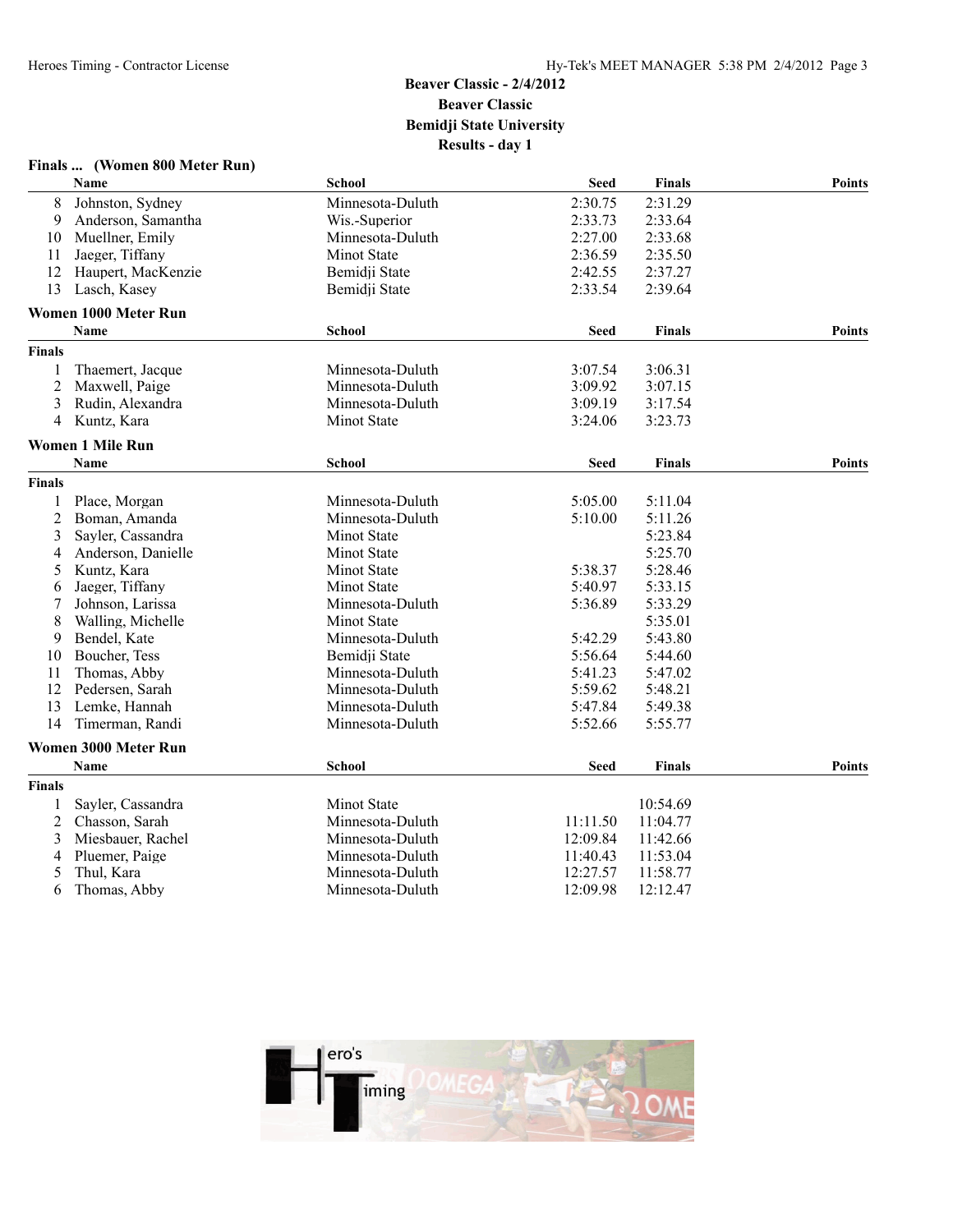# Beaver Classic - 2/4/2012
## Beaver Classic
## Bemidji State University
## Results - day 1

### Finals ... (Women 800 Meter Run)

| | Name | School | Seed | Finals | Points |
|---|---|---|---|---|---|
| 8 | Johnston, Sydney | Minnesota-Duluth | 2:30.75 | 2:31.29 | |
| 9 | Anderson, Samantha | Wis.-Superior | 2:33.73 | 2:33.64 | |
| 10 | Muellner, Emily | Minnesota-Duluth | 2:27.00 | 2:33.68 | |
| 11 | Jaeger, Tiffany | Minot State | 2:36.59 | 2:35.50 | |
| 12 | Haupert, MacKenzie | Bemidji State | 2:42.55 | 2:37.27 | |
| 13 | Lasch, Kasey | Bemidji State | 2:33.54 | 2:39.64 | |

### Women 1000 Meter Run

| | Name | School | Seed | Finals | Points |
|---|---|---|---|---|---|
| **Finals** | | | | | |
| 1 | Thaemert, Jacque | Minnesota-Duluth | 3:07.54 | 3:06.31 | |
| 2 | Maxwell, Paige | Minnesota-Duluth | 3:09.92 | 3:07.15 | |
| 3 | Rudin, Alexandra | Minnesota-Duluth | 3:09.19 | 3:17.54 | |
| 4 | Kuntz, Kara | Minot State | 3:24.06 | 3:23.73 | |

### Women 1 Mile Run

| | Name | School | Seed | Finals | Points |
|---|---|---|---|---|---|
| **Finals** | | | | | |
| 1 | Place, Morgan | Minnesota-Duluth | 5:05.00 | 5:11.04 | |
| 2 | Boman, Amanda | Minnesota-Duluth | 5:10.00 | 5:11.26 | |
| 3 | Sayler, Cassandra | Minot State | | 5:23.84 | |
| 4 | Anderson, Danielle | Minot State | | 5:25.70 | |
| 5 | Kuntz, Kara | Minot State | 5:38.37 | 5:28.46 | |
| 6 | Jaeger, Tiffany | Minot State | 5:40.97 | 5:33.15 | |
| 7 | Johnson, Larissa | Minnesota-Duluth | 5:36.89 | 5:33.29 | |
| 8 | Walling, Michelle | Minot State | | 5:35.01 | |
| 9 | Bendel, Kate | Minnesota-Duluth | 5:42.29 | 5:43.80 | |
| 10 | Boucher, Tess | Bemidji State | 5:56.64 | 5:44.60 | |
| 11 | Thomas, Abby | Minnesota-Duluth | 5:41.23 | 5:47.02 | |
| 12 | Pedersen, Sarah | Minnesota-Duluth | 5:59.62 | 5:48.21 | |
| 13 | Lemke, Hannah | Minnesota-Duluth | 5:47.84 | 5:49.38 | |
| 14 | Timerman, Randi | Minnesota-Duluth | 5:52.66 | 5:55.77 | |

### Women 3000 Meter Run

| | Name | School | Seed | Finals | Points |
|---|---|---|---|---|---|
| **Finals** | | | | | |
| 1 | Sayler, Cassandra | Minot State | | 10:54.69 | |
| 2 | Chasson, Sarah | Minnesota-Duluth | 11:11.50 | 11:04.77 | |
| 3 | Miesbauer, Rachel | Minnesota-Duluth | 12:09.84 | 11:42.66 | |
| 4 | Pluemer, Paige | Minnesota-Duluth | 11:40.43 | 11:53.04 | |
| 5 | Thul, Kara | Minnesota-Duluth | 12:27.57 | 11:58.77 | |
| 6 | Thomas, Abby | Minnesota-Duluth | 12:09.98 | 12:12.47 | |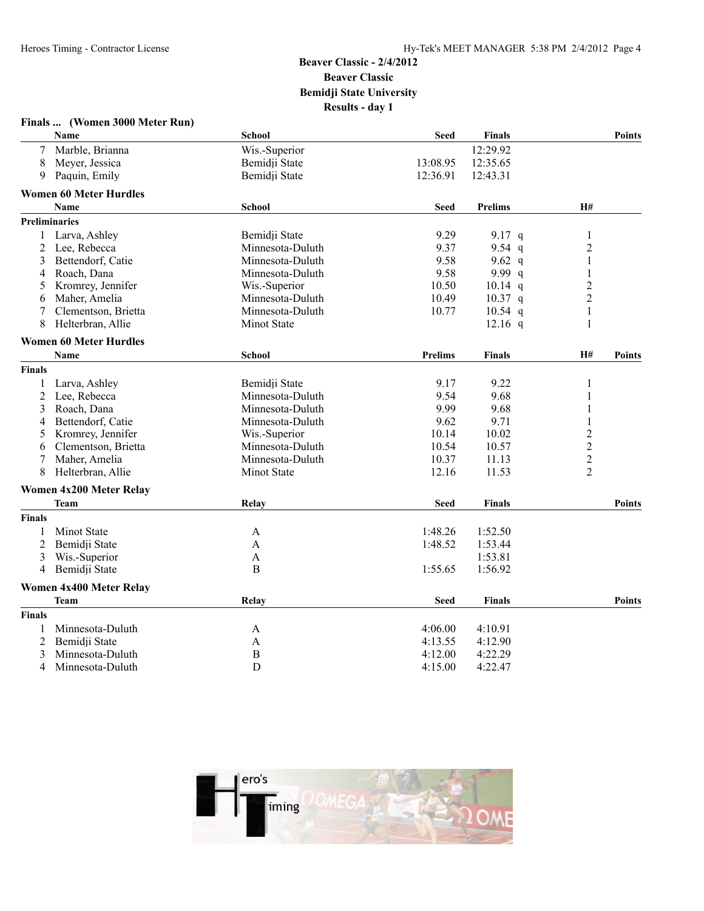# Beaver Classic - 2/4/2012
## Beaver Classic
## Bemidji State University
## Results - day 1

### Finals ... (Women 3000 Meter Run)

| | Name | School | Seed | Finals | Points |
|---|---|---|---|---|---|
| 7 | Marble, Brianna | Wis.-Superior | | 12:29.92 | |
| 8 | Meyer, Jessica | Bemidji State | 13:08.95 | 12:35.65 | |
| 9 | Paquin, Emily | Bemidji State | 12:36.91 | 12:43.31 | |

### Women 60 Meter Hurdles

**Preliminaries**

| | Name | School | Seed | Prelims | H# |
|---|---|---|---|---|---|
| 1 | Larva, Ashley | Bemidji State | 9.29 | 9.17 q | 1 |
| 2 | Lee, Rebecca | Minnesota-Duluth | 9.37 | 9.54 q | 2 |
| 3 | Bettendorf, Catie | Minnesota-Duluth | 9.58 | 9.62 q | 1 |
| 4 | Roach, Dana | Minnesota-Duluth | 9.58 | 9.99 q | 1 |
| 5 | Kromrey, Jennifer | Wis.-Superior | 10.50 | 10.14 q | 2 |
| 6 | Maher, Amelia | Minnesota-Duluth | 10.49 | 10.37 q | 2 |
| 7 | Clementson, Brietta | Minnesota-Duluth | 10.77 | 10.54 q | 1 |
| 8 | Helterbran, Allie | Minot State | | 12.16 q | 1 |

### Women 60 Meter Hurdles

**Finals**

| | Name | School | Prelims | Finals | H# | Points |
|---|---|---|---|---|---|---|
| 1 | Larva, Ashley | Bemidji State | 9.17 | 9.22 | 1 | |
| 2 | Lee, Rebecca | Minnesota-Duluth | 9.54 | 9.68 | 1 | |
| 3 | Roach, Dana | Minnesota-Duluth | 9.99 | 9.68 | 1 | |
| 4 | Bettendorf, Catie | Minnesota-Duluth | 9.62 | 9.71 | 1 | |
| 5 | Kromrey, Jennifer | Wis.-Superior | 10.14 | 10.02 | 2 | |
| 6 | Clementson, Brietta | Minnesota-Duluth | 10.54 | 10.57 | 2 | |
| 7 | Maher, Amelia | Minnesota-Duluth | 10.37 | 11.13 | 2 | |
| 8 | Helterbran, Allie | Minot State | 12.16 | 11.53 | 2 | |

### Women 4x200 Meter Relay

**Finals**

| | Team | Relay | Seed | Finals | Points |
|---|---|---|---|---|---|
| 1 | Minot State | A | 1:48.26 | 1:52.50 | |
| 2 | Bemidji State | A | 1:48.52 | 1:53.44 | |
| 3 | Wis.-Superior | A | | 1:53.81 | |
| 4 | Bemidji State | B | 1:55.65 | 1:56.92 | |

### Women 4x400 Meter Relay

**Finals**

| | Team | Relay | Seed | Finals | Points |
|---|---|---|---|---|---|
| 1 | Minnesota-Duluth | A | 4:06.00 | 4:10.91 | |
| 2 | Bemidji State | A | 4:13.55 | 4:12.90 | |
| 3 | Minnesota-Duluth | B | 4:12.00 | 4:22.29 | |
| 4 | Minnesota-Duluth | D | 4:15.00 | 4:22.47 | |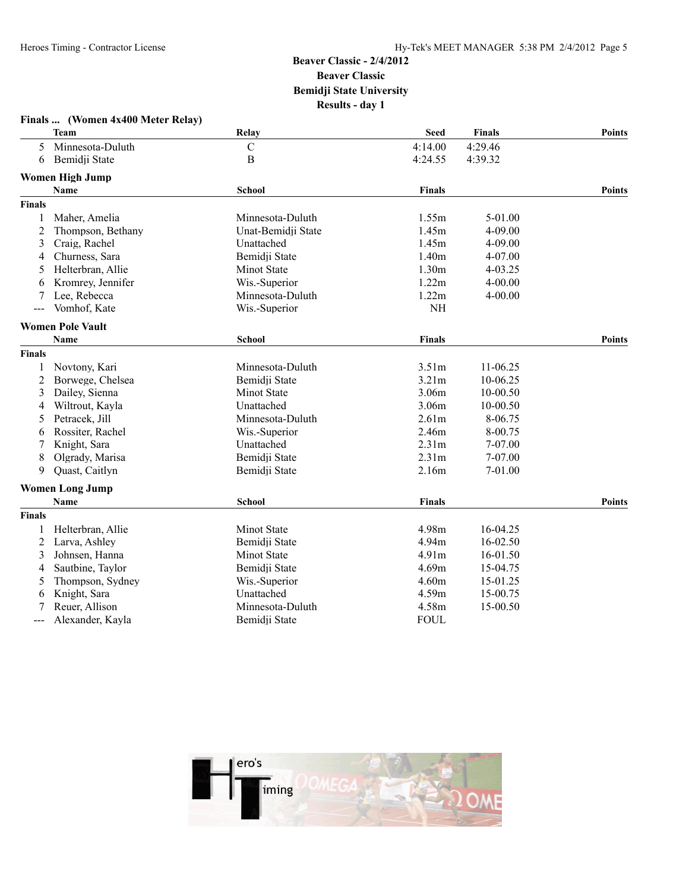## Beaver Classic - 2/4/2012
## Beaver Classic
## Bemidji State University
## Results - day 1

### Finals ... (Women 4x400 Meter Relay)

| | Team | Relay | Seed | Finals | Points |
|---|---|---|---|---|---|
| 5 | Minnesota-Duluth | C | 4:14.00 | 4:29.46 | |
| 6 | Bemidji State | B | 4:24.55 | 4:39.32 | |

### Women High Jump

| | Name | School | Finals | | Points |
|---|---|---|---|---|---|
| **Finals** | | | | | |
| 1 | Maher, Amelia | Minnesota-Duluth | 1.55m | 5-01.00 | |
| 2 | Thompson, Bethany | Unat-Bemidji State | 1.45m | 4-09.00 | |
| 3 | Craig, Rachel | Unattached | 1.45m | 4-09.00 | |
| 4 | Churness, Sara | Bemidji State | 1.40m | 4-07.00 | |
| 5 | Helterbran, Allie | Minot State | 1.30m | 4-03.25 | |
| 6 | Kromrey, Jennifer | Wis.-Superior | 1.22m | 4-00.00 | |
| 7 | Lee, Rebecca | Minnesota-Duluth | 1.22m | 4-00.00 | |
| --- | Vomhof, Kate | Wis.-Superior | NH | | |

### Women Pole Vault

| | Name | School | Finals | | Points |
|---|---|---|---|---|---|
| **Finals** | | | | | |
| 1 | Novtony, Kari | Minnesota-Duluth | 3.51m | 11-06.25 | |
| 2 | Borwege, Chelsea | Bemidji State | 3.21m | 10-06.25 | |
| 3 | Dailey, Sienna | Minot State | 3.06m | 10-00.50 | |
| 4 | Wiltrout, Kayla | Unattached | 3.06m | 10-00.50 | |
| 5 | Petracek, Jill | Minnesota-Duluth | 2.61m | 8-06.75 | |
| 6 | Rossiter, Rachel | Wis.-Superior | 2.46m | 8-00.75 | |
| 7 | Knight, Sara | Unattached | 2.31m | 7-07.00 | |
| 8 | Olgrady, Marisa | Bemidji State | 2.31m | 7-07.00 | |
| 9 | Quast, Caitlyn | Bemidji State | 2.16m | 7-01.00 | |

### Women Long Jump

| | Name | School | Finals | | Points |
|---|---|---|---|---|---|
| **Finals** | | | | | |
| 1 | Helterbran, Allie | Minot State | 4.98m | 16-04.25 | |
| 2 | Larva, Ashley | Bemidji State | 4.94m | 16-02.50 | |
| 3 | Johnsen, Hanna | Minot State | 4.91m | 16-01.50 | |
| 4 | Sautbine, Taylor | Bemidji State | 4.69m | 15-04.75 | |
| 5 | Thompson, Sydney | Wis.-Superior | 4.60m | 15-01.25 | |
| 6 | Knight, Sara | Unattached | 4.59m | 15-00.75 | |
| 7 | Reuer, Allison | Minnesota-Duluth | 4.58m | 15-00.50 | |
| --- | Alexander, Kayla | Bemidji State | FOUL | | |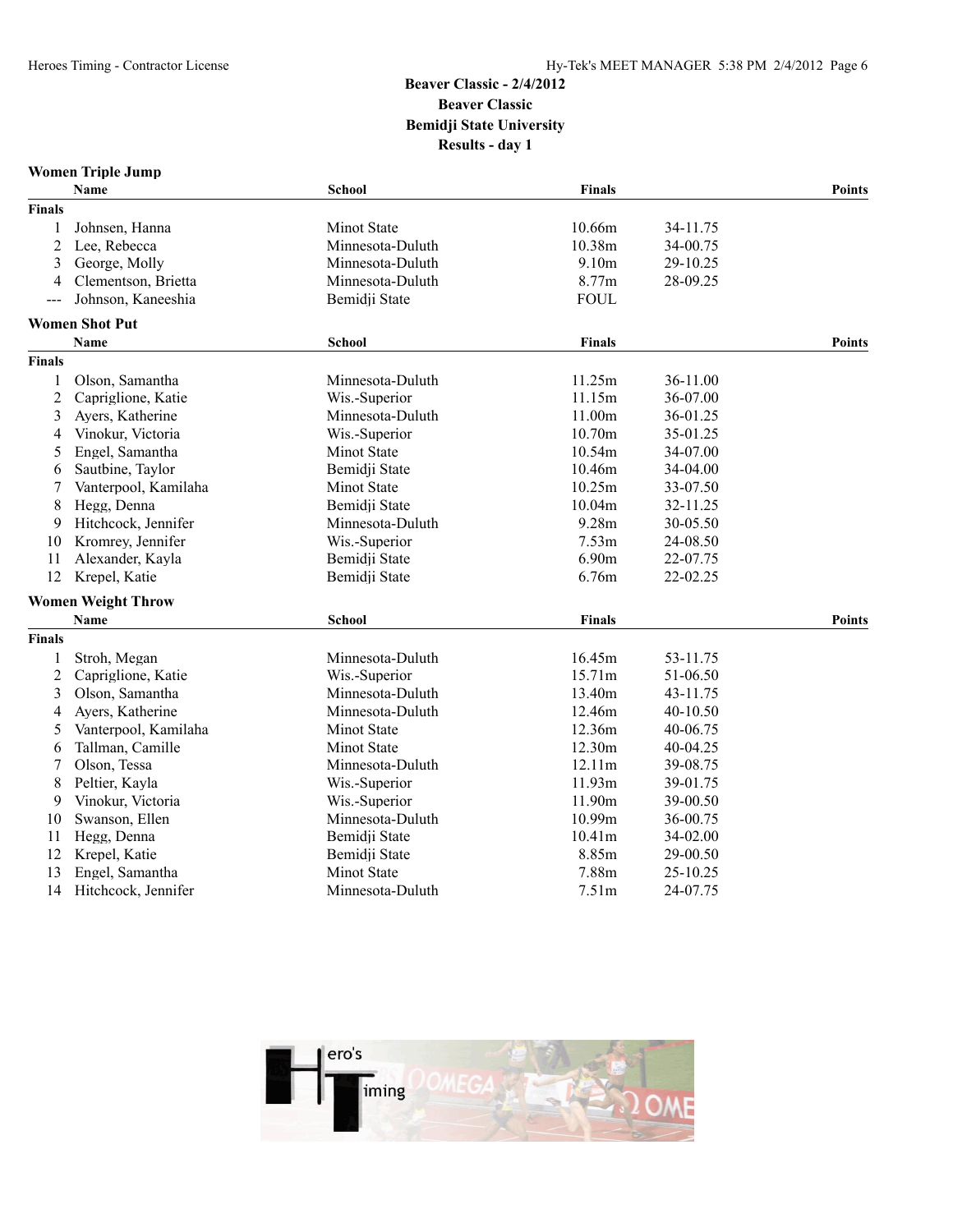# Beaver Classic - 2/4/2012
## Beaver Classic
## Bemidji State University
## Results - day 1

### Women Triple Jump

| | Name | School | Finals | | Points |
|---|---|---|---|---|---|
| **Finals** | | | | | |
| 1 | Johnsen, Hanna | Minot State | 10.66m | 34-11.75 | |
| 2 | Lee, Rebecca | Minnesota-Duluth | 10.38m | 34-00.75 | |
| 3 | George, Molly | Minnesota-Duluth | 9.10m | 29-10.25 | |
| 4 | Clementson, Brietta | Minnesota-Duluth | 8.77m | 28-09.25 | |
| --- | Johnson, Kaneeshia | Bemidji State | FOUL | | |

### Women Shot Put

| | Name | School | Finals | | Points |
|---|---|---|---|---|---|
| **Finals** | | | | | |
| 1 | Olson, Samantha | Minnesota-Duluth | 11.25m | 36-11.00 | |
| 2 | Capriglione, Katie | Wis.-Superior | 11.15m | 36-07.00 | |
| 3 | Ayers, Katherine | Minnesota-Duluth | 11.00m | 36-01.25 | |
| 4 | Vinokur, Victoria | Wis.-Superior | 10.70m | 35-01.25 | |
| 5 | Engel, Samantha | Minot State | 10.54m | 34-07.00 | |
| 6 | Sautbine, Taylor | Bemidji State | 10.46m | 34-04.00 | |
| 7 | Vanterpool, Kamilaha | Minot State | 10.25m | 33-07.50 | |
| 8 | Hegg, Denna | Bemidji State | 10.04m | 32-11.25 | |
| 9 | Hitchcock, Jennifer | Minnesota-Duluth | 9.28m | 30-05.50 | |
| 10 | Kromrey, Jennifer | Wis.-Superior | 7.53m | 24-08.50 | |
| 11 | Alexander, Kayla | Bemidji State | 6.90m | 22-07.75 | |
| 12 | Krepel, Katie | Bemidji State | 6.76m | 22-02.25 | |

### Women Weight Throw

| | Name | School | Finals | | Points |
|---|---|---|---|---|---|
| **Finals** | | | | | |
| 1 | Stroh, Megan | Minnesota-Duluth | 16.45m | 53-11.75 | |
| 2 | Capriglione, Katie | Wis.-Superior | 15.71m | 51-06.50 | |
| 3 | Olson, Samantha | Minnesota-Duluth | 13.40m | 43-11.75 | |
| 4 | Ayers, Katherine | Minnesota-Duluth | 12.46m | 40-10.50 | |
| 5 | Vanterpool, Kamilaha | Minot State | 12.36m | 40-06.75 | |
| 6 | Tallman, Camille | Minot State | 12.30m | 40-04.25 | |
| 7 | Olson, Tessa | Minnesota-Duluth | 12.11m | 39-08.75 | |
| 8 | Peltier, Kayla | Wis.-Superior | 11.93m | 39-01.75 | |
| 9 | Vinokur, Victoria | Wis.-Superior | 11.90m | 39-00.50 | |
| 10 | Swanson, Ellen | Minnesota-Duluth | 10.99m | 36-00.75 | |
| 11 | Hegg, Denna | Bemidji State | 10.41m | 34-02.00 | |
| 12 | Krepel, Katie | Bemidji State | 8.85m | 29-00.50 | |
| 13 | Engel, Samantha | Minot State | 7.88m | 25-10.25 | |
| 14 | Hitchcock, Jennifer | Minnesota-Duluth | 7.51m | 24-07.75 | |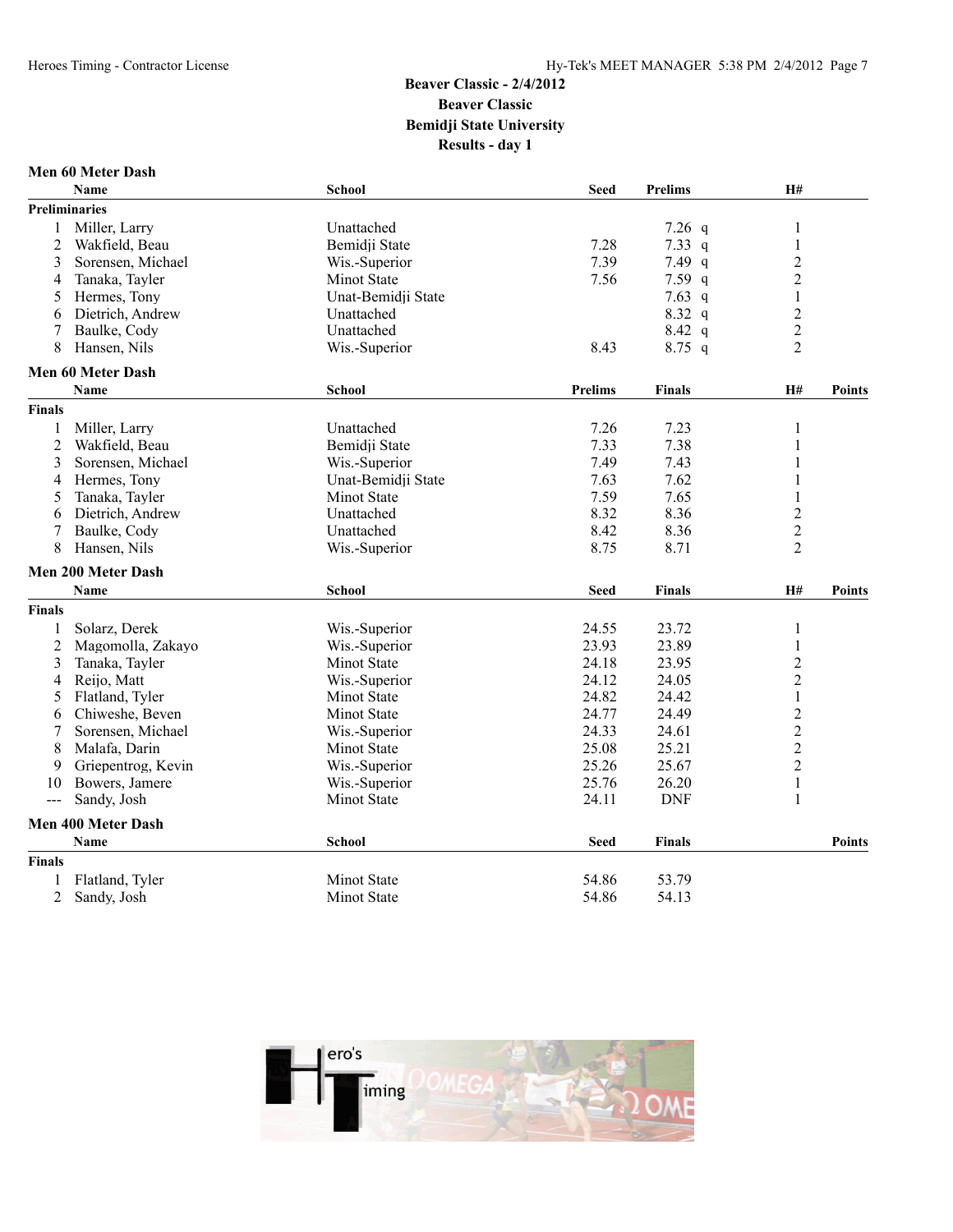## Beaver Classic - 2/4/2012
## Beaver Classic
## Bemidji State University
## Results - day 1

### Men 60 Meter Dash

| | Name | School | Seed | Prelims | H# |
|---|---|---|---|---|---|
| **Preliminaries** | | | | | |
| 1 | Miller, Larry | Unattached | | 7.26 q | 1 |
| 2 | Wakfield, Beau | Bemidji State | 7.28 | 7.33 q | 1 |
| 3 | Sorensen, Michael | Wis.-Superior | 7.39 | 7.49 q | 2 |
| 4 | Tanaka, Tayler | Minot State | 7.56 | 7.59 q | 2 |
| 5 | Hermes, Tony | Unat-Bemidji State | | 7.63 q | 1 |
| 6 | Dietrich, Andrew | Unattached | | 8.32 q | 2 |
| 7 | Baulke, Cody | Unattached | | 8.42 q | 2 |
| 8 | Hansen, Nils | Wis.-Superior | 8.43 | 8.75 q | 2 |

### Men 60 Meter Dash

| | Name | School | Prelims | Finals | H# | Points |
|---|---|---|---|---|---|---|
| **Finals** | | | | | | |
| 1 | Miller, Larry | Unattached | 7.26 | 7.23 | 1 | |
| 2 | Wakfield, Beau | Bemidji State | 7.33 | 7.38 | 1 | |
| 3 | Sorensen, Michael | Wis.-Superior | 7.49 | 7.43 | 1 | |
| 4 | Hermes, Tony | Unat-Bemidji State | 7.63 | 7.62 | 1 | |
| 5 | Tanaka, Tayler | Minot State | 7.59 | 7.65 | 1 | |
| 6 | Dietrich, Andrew | Unattached | 8.32 | 8.36 | 2 | |
| 7 | Baulke, Cody | Unattached | 8.42 | 8.36 | 2 | |
| 8 | Hansen, Nils | Wis.-Superior | 8.75 | 8.71 | 2 | |

### Men 200 Meter Dash

| | Name | School | Seed | Finals | H# | Points |
|---|---|---|---|---|---|---|
| **Finals** | | | | | | |
| 1 | Solarz, Derek | Wis.-Superior | 24.55 | 23.72 | 1 | |
| 2 | Magomolla, Zakayo | Wis.-Superior | 23.93 | 23.89 | 1 | |
| 3 | Tanaka, Tayler | Minot State | 24.18 | 23.95 | 2 | |
| 4 | Reijo, Matt | Wis.-Superior | 24.12 | 24.05 | 2 | |
| 5 | Flatland, Tyler | Minot State | 24.82 | 24.42 | 1 | |
| 6 | Chiweshe, Beven | Minot State | 24.77 | 24.49 | 2 | |
| 7 | Sorensen, Michael | Wis.-Superior | 24.33 | 24.61 | 2 | |
| 8 | Malafa, Darin | Minot State | 25.08 | 25.21 | 2 | |
| 9 | Griepentrog, Kevin | Wis.-Superior | 25.26 | 25.67 | 2 | |
| 10 | Bowers, Jamere | Wis.-Superior | 25.76 | 26.20 | 1 | |
| --- | Sandy, Josh | Minot State | 24.11 | DNF | 1 | |

### Men 400 Meter Dash

| | Name | School | Seed | Finals | Points |
|---|---|---|---|---|---|
| **Finals** | | | | | |
| 1 | Flatland, Tyler | Minot State | 54.86 | 53.79 | |
| 2 | Sandy, Josh | Minot State | 54.86 | 54.13 | |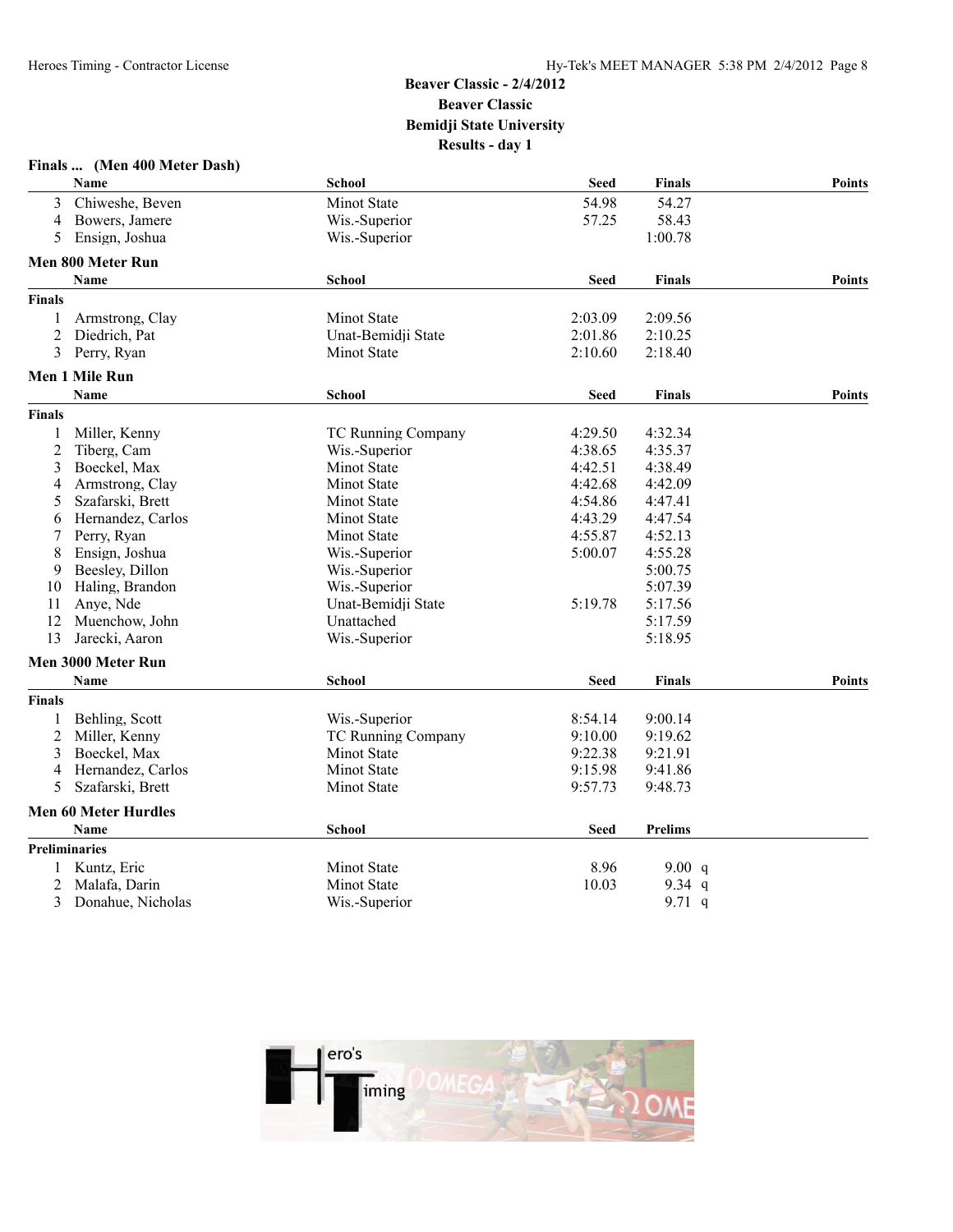Beaver Classic - 2/4/2012
Beaver Classic
Bemidji State University
Results - day 1

## Finals ... (Men 400 Meter Dash)

| | Name | School | Seed | Finals | Points |
|---|---|---|---|---|---|
| 3 | Chiweshe, Beven | Minot State | 54.98 | 54.27 | |
| 4 | Bowers, Jamere | Wis.-Superior | 57.25 | 58.43 | |
| 5 | Ensign, Joshua | Wis.-Superior | | 1:00.78 | |

## Men 800 Meter Run

| | Name | School | Seed | Finals | Points |
|---|---|---|---|---|---|
| **Finals** | | | | | |
| 1 | Armstrong, Clay | Minot State | 2:03.09 | 2:09.56 | |
| 2 | Diedrich, Pat | Unat-Bemidji State | 2:01.86 | 2:10.25 | |
| 3 | Perry, Ryan | Minot State | 2:10.60 | 2:18.40 | |

## Men 1 Mile Run

| | Name | School | Seed | Finals | Points |
|---|---|---|---|---|---|
| **Finals** | | | | | |
| 1 | Miller, Kenny | TC Running Company | 4:29.50 | 4:32.34 | |
| 2 | Tiberg, Cam | Wis.-Superior | 4:38.65 | 4:35.37 | |
| 3 | Boeckel, Max | Minot State | 4:42.51 | 4:38.49 | |
| 4 | Armstrong, Clay | Minot State | 4:42.68 | 4:42.09 | |
| 5 | Szafarski, Brett | Minot State | 4:54.86 | 4:47.41 | |
| 6 | Hernandez, Carlos | Minot State | 4:43.29 | 4:47.54 | |
| 7 | Perry, Ryan | Minot State | 4:55.87 | 4:52.13 | |
| 8 | Ensign, Joshua | Wis.-Superior | 5:00.07 | 4:55.28 | |
| 9 | Beesley, Dillon | Wis.-Superior | | 5:00.75 | |
| 10 | Haling, Brandon | Wis.-Superior | | 5:07.39 | |
| 11 | Anye, Nde | Unat-Bemidji State | 5:19.78 | 5:17.56 | |
| 12 | Muenchow, John | Unattached | | 5:17.59 | |
| 13 | Jarecki, Aaron | Wis.-Superior | | 5:18.95 | |

## Men 3000 Meter Run

| | Name | School | Seed | Finals | Points |
|---|---|---|---|---|---|
| **Finals** | | | | | |
| 1 | Behling, Scott | Wis.-Superior | 8:54.14 | 9:00.14 | |
| 2 | Miller, Kenny | TC Running Company | 9:10.00 | 9:19.62 | |
| 3 | Boeckel, Max | Minot State | 9:22.38 | 9:21.91 | |
| 4 | Hernandez, Carlos | Minot State | 9:15.98 | 9:41.86 | |
| 5 | Szafarski, Brett | Minot State | 9:57.73 | 9:48.73 | |

## Men 60 Meter Hurdles

| | Name | School | Seed | Prelims |
|---|---|---|---|---|
| **Preliminaries** | | | | |
| 1 | Kuntz, Eric | Minot State | 8.96 | 9.00 q |
| 2 | Malafa, Darin | Minot State | 10.03 | 9.34 q |
| 3 | Donahue, Nicholas | Wis.-Superior | | 9.71 q |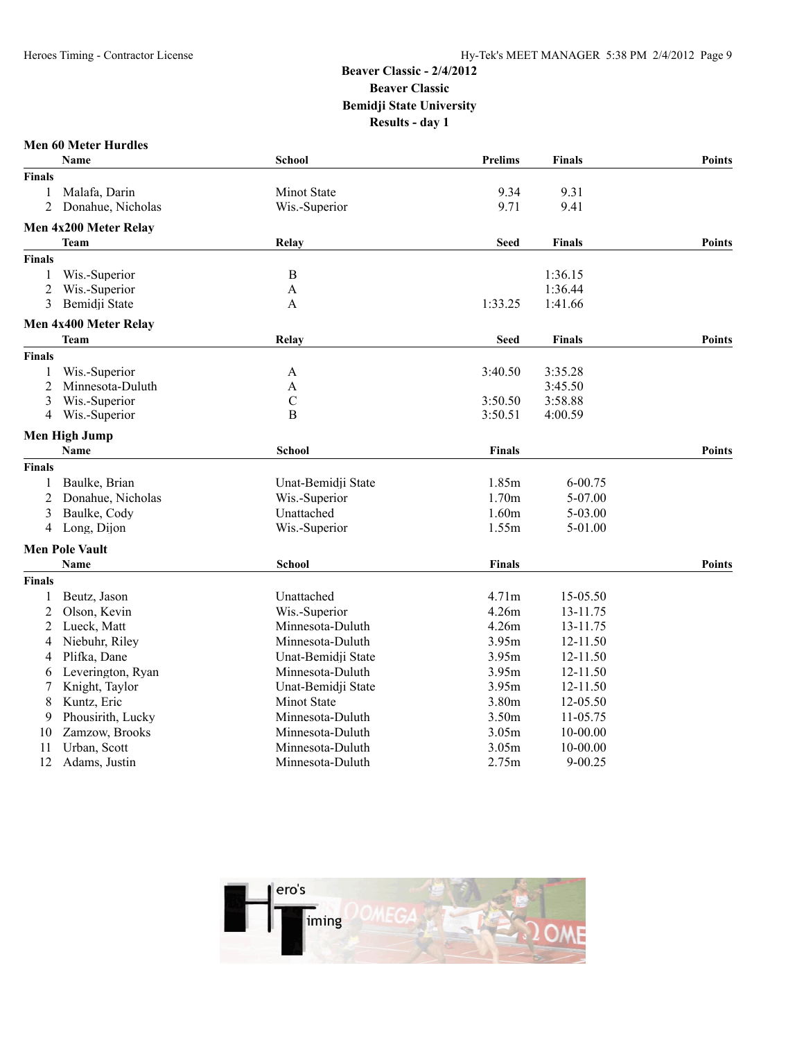## Beaver Classic - 2/4/2012
## Beaver Classic
## Bemidji State University
## Results - day 1

### Men 60 Meter Hurdles

| | Name | School | Prelims | Finals | Points |
|---|---|---|---|---|---|
| **Finals** | | | | | |
| 1 | Malafa, Darin | Minot State | 9.34 | 9.31 | |
| 2 | Donahue, Nicholas | Wis.-Superior | 9.71 | 9.41 | |

### Men 4x200 Meter Relay

| | Team | Relay | Seed | Finals | Points |
|---|---|---|---|---|---|
| **Finals** | | | | | |
| 1 | Wis.-Superior | B | | 1:36.15 | |
| 2 | Wis.-Superior | A | | 1:36.44 | |
| 3 | Bemidji State | A | 1:33.25 | 1:41.66 | |

### Men 4x400 Meter Relay

| | Team | Relay | Seed | Finals | Points |
|---|---|---|---|---|---|
| **Finals** | | | | | |
| 1 | Wis.-Superior | A | 3:40.50 | 3:35.28 | |
| 2 | Minnesota-Duluth | A | | 3:45.50 | |
| 3 | Wis.-Superior | C | 3:50.50 | 3:58.88 | |
| 4 | Wis.-Superior | B | 3:50.51 | 4:00.59 | |

### Men High Jump

| | Name | School | Finals | | Points |
|---|---|---|---|---|---|
| **Finals** | | | | | |
| 1 | Baulke, Brian | Unat-Bemidji State | 1.85m | 6-00.75 | |
| 2 | Donahue, Nicholas | Wis.-Superior | 1.70m | 5-07.00 | |
| 3 | Baulke, Cody | Unattached | 1.60m | 5-03.00 | |
| 4 | Long, Dijon | Wis.-Superior | 1.55m | 5-01.00 | |

### Men Pole Vault

| | Name | School | Finals | | Points |
|---|---|---|---|---|---|
| **Finals** | | | | | |
| 1 | Beutz, Jason | Unattached | 4.71m | 15-05.50 | |
| 2 | Olson, Kevin | Wis.-Superior | 4.26m | 13-11.75 | |
| 2 | Lueck, Matt | Minnesota-Duluth | 4.26m | 13-11.75 | |
| 4 | Niebuhr, Riley | Minnesota-Duluth | 3.95m | 12-11.50 | |
| 4 | Plifka, Dane | Unat-Bemidji State | 3.95m | 12-11.50 | |
| 6 | Leverington, Ryan | Minnesota-Duluth | 3.95m | 12-11.50 | |
| 7 | Knight, Taylor | Unat-Bemidji State | 3.95m | 12-11.50 | |
| 8 | Kuntz, Eric | Minot State | 3.80m | 12-05.50 | |
| 9 | Phousirith, Lucky | Minnesota-Duluth | 3.50m | 11-05.75 | |
| 10 | Zamzow, Brooks | Minnesota-Duluth | 3.05m | 10-00.00 | |
| 11 | Urban, Scott | Minnesota-Duluth | 3.05m | 10-00.00 | |
| 12 | Adams, Justin | Minnesota-Duluth | 2.75m | 9-00.25 | |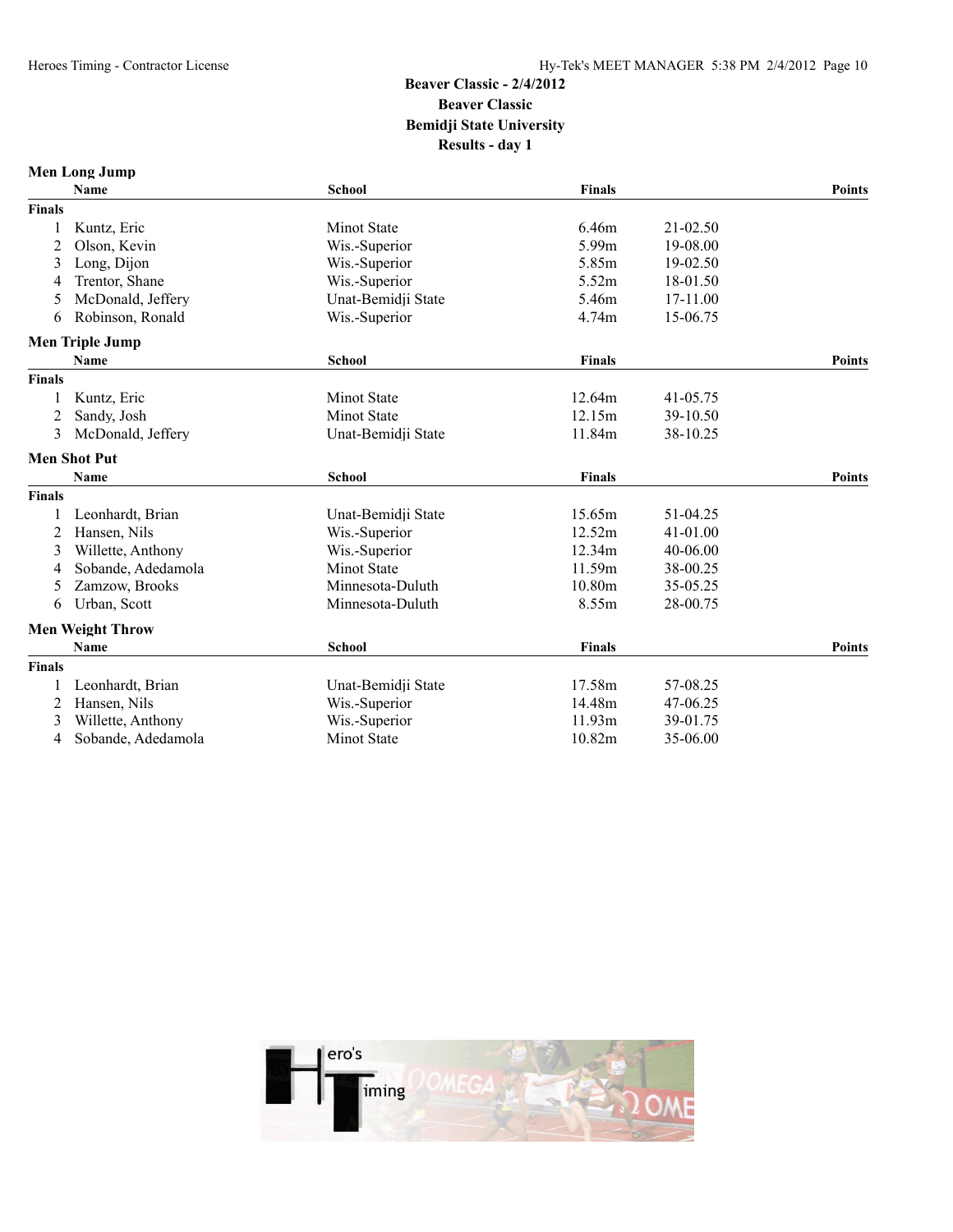# Beaver Classic - 2/4/2012
## Beaver Classic
## Bemidji State University
## Results - day 1

### Men Long Jump

| | Name | School | Finals | | Points |
|---|---|---|---|---|---|
| **Finals** | | | | | |
| 1 | Kuntz, Eric | Minot State | 6.46m | 21-02.50 | |
| 2 | Olson, Kevin | Wis.-Superior | 5.99m | 19-08.00 | |
| 3 | Long, Dijon | Wis.-Superior | 5.85m | 19-02.50 | |
| 4 | Trentor, Shane | Wis.-Superior | 5.52m | 18-01.50 | |
| 5 | McDonald, Jeffery | Unat-Bemidji State | 5.46m | 17-11.00 | |
| 6 | Robinson, Ronald | Wis.-Superior | 4.74m | 15-06.75 | |

### Men Triple Jump

| | Name | School | Finals | | Points |
|---|---|---|---|---|---|
| **Finals** | | | | | |
| 1 | Kuntz, Eric | Minot State | 12.64m | 41-05.75 | |
| 2 | Sandy, Josh | Minot State | 12.15m | 39-10.50 | |
| 3 | McDonald, Jeffery | Unat-Bemidji State | 11.84m | 38-10.25 | |

### Men Shot Put

| | Name | School | Finals | | Points |
|---|---|---|---|---|---|
| **Finals** | | | | | |
| 1 | Leonhardt, Brian | Unat-Bemidji State | 15.65m | 51-04.25 | |
| 2 | Hansen, Nils | Wis.-Superior | 12.52m | 41-01.00 | |
| 3 | Willette, Anthony | Wis.-Superior | 12.34m | 40-06.00 | |
| 4 | Sobande, Adedamola | Minot State | 11.59m | 38-00.25 | |
| 5 | Zamzow, Brooks | Minnesota-Duluth | 10.80m | 35-05.25 | |
| 6 | Urban, Scott | Minnesota-Duluth | 8.55m | 28-00.75 | |

### Men Weight Throw

| | Name | School | Finals | | Points |
|---|---|---|---|---|---|
| **Finals** | | | | | |
| 1 | Leonhardt, Brian | Unat-Bemidji State | 17.58m | 57-08.25 | |
| 2 | Hansen, Nils | Wis.-Superior | 14.48m | 47-06.25 | |
| 3 | Willette, Anthony | Wis.-Superior | 11.93m | 39-01.75 | |
| 4 | Sobande, Adedamola | Minot State | 10.82m | 35-06.00 | |